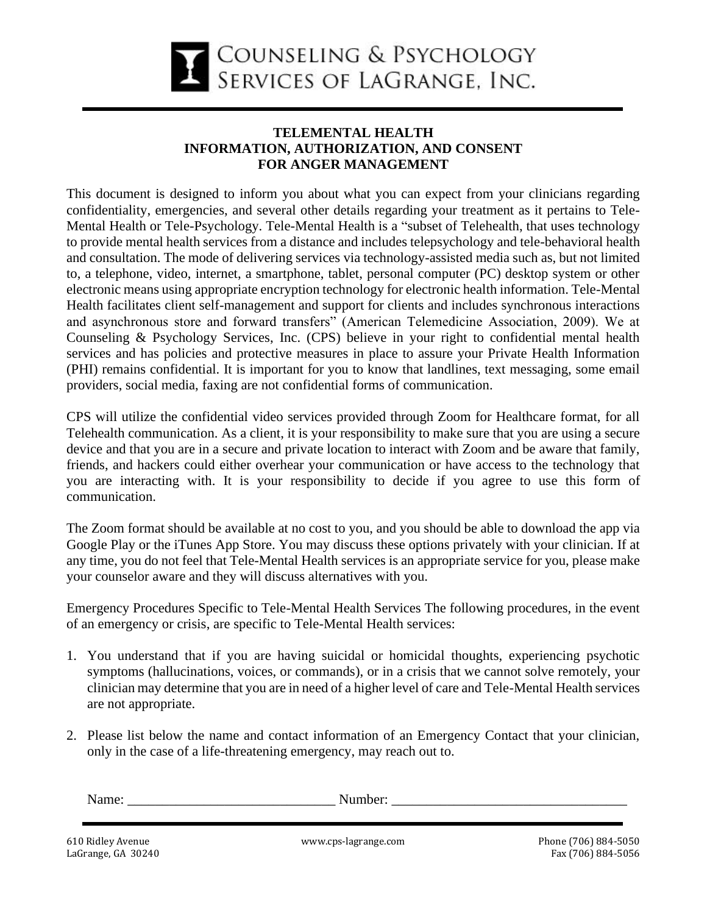COUNSELING & PSYCHOLOGY SERVICES OF LAGRANGE, INC.

# TELEMENTAL HEALTH
# INFORMATION, AUTHORIZATION, AND CONSENT
# FOR ANGER MANAGEMENT

This document is designed to inform you about what you can expect from your clinicians regarding confidentiality, emergencies, and several other details regarding your treatment as it pertains to Tele-Mental Health or Tele-Psychology. Tele-Mental Health is a "subset of Telehealth, that uses technology to provide mental health services from a distance and includes telepsychology and tele-behavioral health and consultation. The mode of delivering services via technology-assisted media such as, but not limited to, a telephone, video, internet, a smartphone, tablet, personal computer (PC) desktop system or other electronic means using appropriate encryption technology for electronic health information. Tele-Mental Health facilitates client self-management and support for clients and includes synchronous interactions and asynchronous store and forward transfers" (American Telemedicine Association, 2009). We at Counseling & Psychology Services, Inc. (CPS) believe in your right to confidential mental health services and has policies and protective measures in place to assure your Private Health Information (PHI) remains confidential. It is important for you to know that landlines, text messaging, some email providers, social media, faxing are not confidential forms of communication.

CPS will utilize the confidential video services provided through Zoom for Healthcare format, for all Telehealth communication. As a client, it is your responsibility to make sure that you are using a secure device and that you are in a secure and private location to interact with Zoom and be aware that family, friends, and hackers could either overhear your communication or have access to the technology that you are interacting with. It is your responsibility to decide if you agree to use this form of communication.

The Zoom format should be available at no cost to you, and you should be able to download the app via Google Play or the iTunes App Store. You may discuss these options privately with your clinician. If at any time, you do not feel that Tele-Mental Health services is an appropriate service for you, please make your counselor aware and they will discuss alternatives with you.

Emergency Procedures Specific to Tele-Mental Health Services The following procedures, in the event of an emergency or crisis, are specific to Tele-Mental Health services:

1. You understand that if you are having suicidal or homicidal thoughts, experiencing psychotic symptoms (hallucinations, voices, or commands), or in a crisis that we cannot solve remotely, your clinician may determine that you are in need of a higher level of care and Tele-Mental Health services are not appropriate.

2. Please list below the name and contact information of an Emergency Contact that your clinician, only in the case of a life-threatening emergency, may reach out to.

   Name: ______________________________ Number: __________________________________

610 Ridley Avenue
LaGrange, GA 30240

www.cps-lagrange.com

Phone (706) 884-5050
Fax (706) 884-5056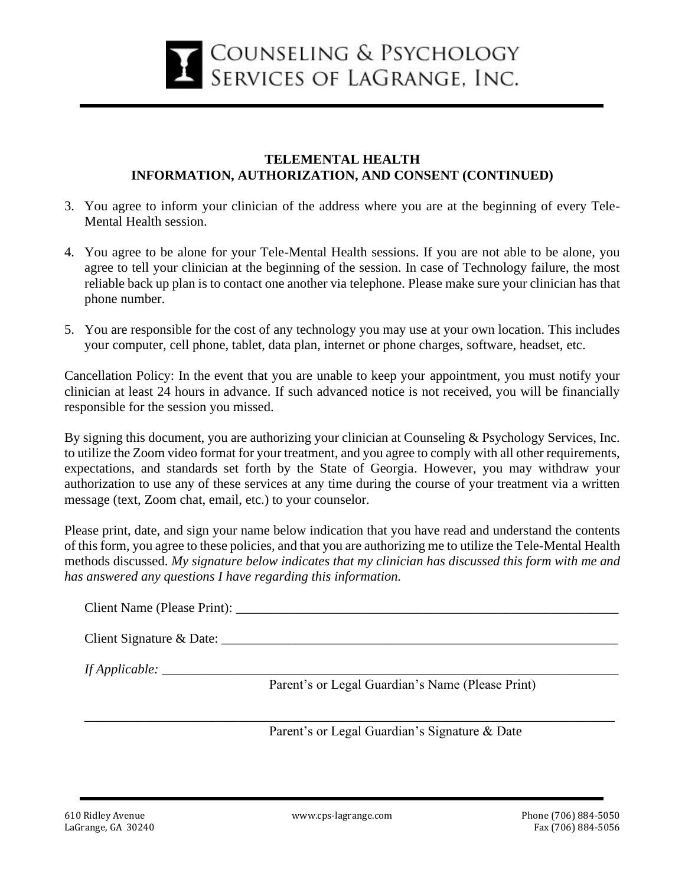**TELEMENTAL HEALTH**
**INFORMATION, AUTHORIZATION, AND CONSENT (CONTINUED)**

3. You agree to inform your clinician of the address where you are at the beginning of every Tele-Mental Health session.

4. You agree to be alone for your Tele-Mental Health sessions. If you are not able to be alone, you agree to tell your clinician at the beginning of the session. In case of Technology failure, the most reliable back up plan is to contact one another via telephone. Please make sure your clinician has that phone number.

5. You are responsible for the cost of any technology you may use at your own location. This includes your computer, cell phone, tablet, data plan, internet or phone charges, software, headset, etc.

Cancellation Policy: In the event that you are unable to keep your appointment, you must notify your clinician at least 24 hours in advance. If such advanced notice is not received, you will be financially responsible for the session you missed.

By signing this document, you are authorizing your clinician at Counseling & Psychology Services, Inc. to utilize the Zoom video format for your treatment, and you agree to comply with all other requirements, expectations, and standards set forth by the State of Georgia. However, you may withdraw your authorization to use any of these services at any time during the course of your treatment via a written message (text, Zoom chat, email, etc.) to your counselor.

Please print, date, and sign your name below indication that you have read and understand the contents of this form, you agree to these policies, and that you are authorizing me to utilize the Tele-Mental Health methods discussed. *My signature below indicates that my clinician has discussed this form with me and has answered any questions I have regarding this information.*

Client Name (Please Print): ____________________________________________

Client Signature & Date: ____________________________________________

*If Applicable:* ____________________________________________
Parent's or Legal Guardian's Name (Please Print)

____________________________________________
Parent's or Legal Guardian's Signature & Date

610 Ridley Avenue
LaGrange, GA 30240

www.cps-lagrange.com

Phone (706) 884-5050
Fax (706) 884-5056